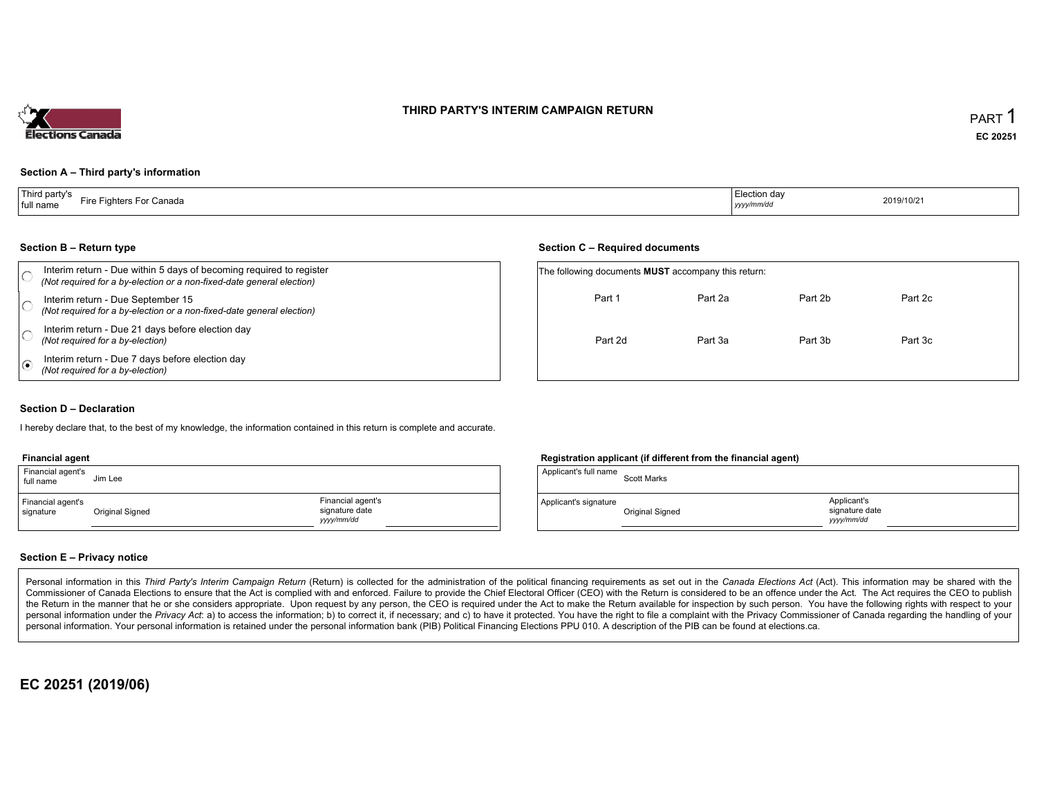# THIRD PARTY'S INTERIM CAMPAIGN RETURN

PART 1

**EC 20251**

## Section A – Third party's information

| Third party's full name | Fire Fighters For Canada | Election day *yyyy/mm/dd* | 2019/10/21 |
|---|---|---|---|

## Section B – Return type

- ○ Interim return - Due within 5 days of becoming required to register *(Not required for a by-election or a non-fixed-date general election)*
- ○ Interim return - Due September 15 *(Not required for a by-election or a non-fixed-date general election)*
- ○ Interim return - Due 21 days before election day *(Not required for a by-election)*
- ◉ Interim return - Due 7 days before election day *(Not required for a by-election)*

## Section C – Required documents

The following documents **MUST** accompany this return:

| | | | |
|---|---|---|---|
| Part 1 | Part 2a | Part 2b | Part 2c |
| Part 2d | Part 3a | Part 3b | Part 3c |

## Section D – Declaration

I hereby declare that, to the best of my knowledge, the information contained in this return is complete and accurate.

### Financial agent

| Financial agent's full name | Jim Lee | | |
|---|---|---|---|
| Financial agent's signature | Original Signed | Financial agent's signature date *yyyy/mm/dd* | |

### Registration applicant (if different from the financial agent)

| Applicant's full name | Scott Marks | | |
|---|---|---|---|
| Applicant's signature | Original Signed | Applicant's signature date *yyyy/mm/dd* | |

## Section E – Privacy notice

Personal information in this *Third Party's Interim Campaign Return* (Return) is collected for the administration of the political financing requirements as set out in the *Canada Elections Act* (Act). This information may be shared with the Commissioner of Canada Elections to ensure that the Act is complied with and enforced. Failure to provide the Chief Electoral Officer (CEO) with the Return is considered to be an offence under the Act. The Act requires the CEO to publish the Return in the manner that he or she considers appropriate. Upon request by any person, the CEO is required under the Act to make the Return available for inspection by such person. You have the following rights with respect to your personal information under the *Privacy Act*: a) to access the information; b) to correct it, if necessary; and c) to have it protected. You have the right to file a complaint with the Privacy Commissioner of Canada regarding the handling of your personal information. Your personal information is retained under the personal information bank (PIB) Political Financing Elections PPU 010. A description of the PIB can be found at elections.ca.

**EC 20251 (2019/06)**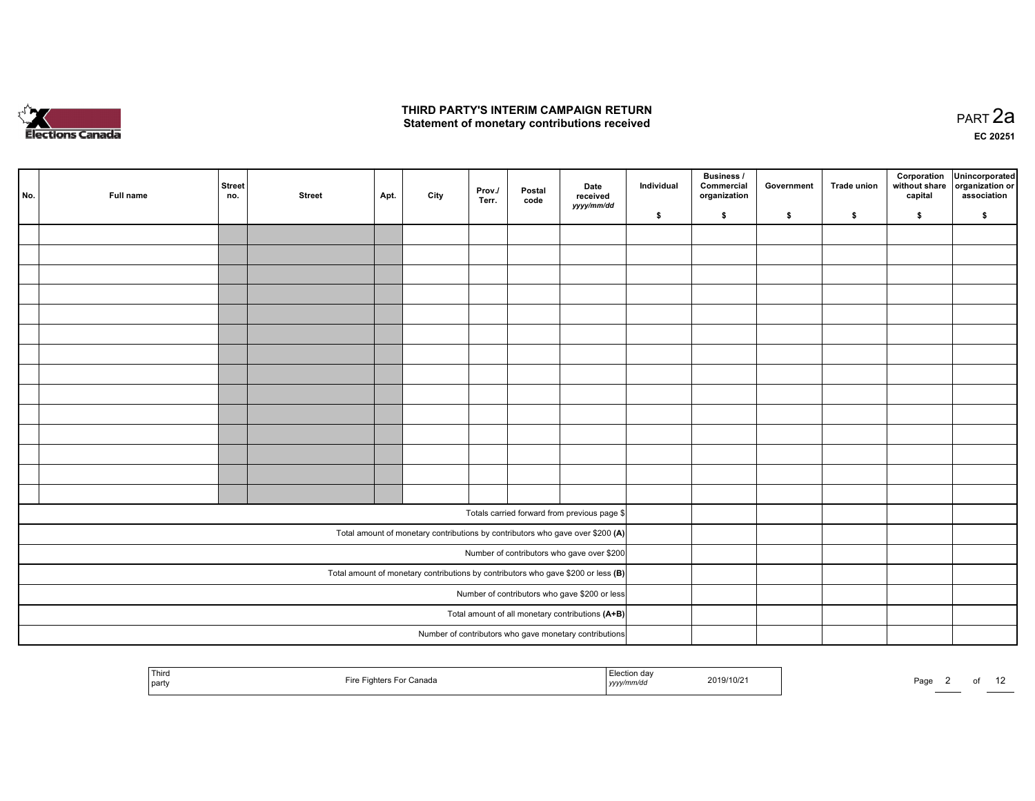# THIRD PARTY'S INTERIM CAMPAIGN RETURN
## Statement of monetary contributions received

PART 2a

EC 20251

| No. | Full name | Street no. | Street | Apt. | City | Prov./ Terr. | Postal code | Date received yyyy/mm/dd | Individual $ | Business / Commercial organization $ | Government $ | Trade union $ | Corporation without share capital $ | Unincorporated organization or association $ |
|---|---|---|---|---|---|---|---|---|---|---|---|---|---|---|
| | | | | | | | | | | | | | | |
| | | | | | | | | | | | | | | |
| | | | | | | | | | | | | | | |
| | | | | | | | | | | | | | | |
| | | | | | | | | | | | | | | |
| | | | | | | | | | | | | | | |
| | | | | | | | | | | | | | | |
| | | | | | | | | | | | | | | |
| | | | | | | | | | | | | | | |
| | | | | | | | | | | | | | | |
| | | | | | | | | | | | | | | |
| | | | | | | | | | | | | | | |
| | | | | | | | | | | | | | | |
| | | | | | | | | | | | | | | |
| Totals carried forward from previous page $ | | | | | | | | | | | | | | |
| Total amount of monetary contributions by contributors who gave over $200 (A) | | | | | | | | | | | | | | |
| Number of contributors who gave over $200 | | | | | | | | | | | | | | |
| Total amount of monetary contributions by contributors who gave $200 or less (B) | | | | | | | | | | | | | | |
| Number of contributors who gave $200 or less | | | | | | | | | | | | | | |
| Total amount of all monetary contributions (A+B) | | | | | | | | | | | | | | |
| Number of contributors who gave monetary contributions | | | | | | | | | | | | | | |

| Third party | Fire Fighters For Canada | Election day yyyy/mm/dd | 2019/10/21 |
|---|---|---|---|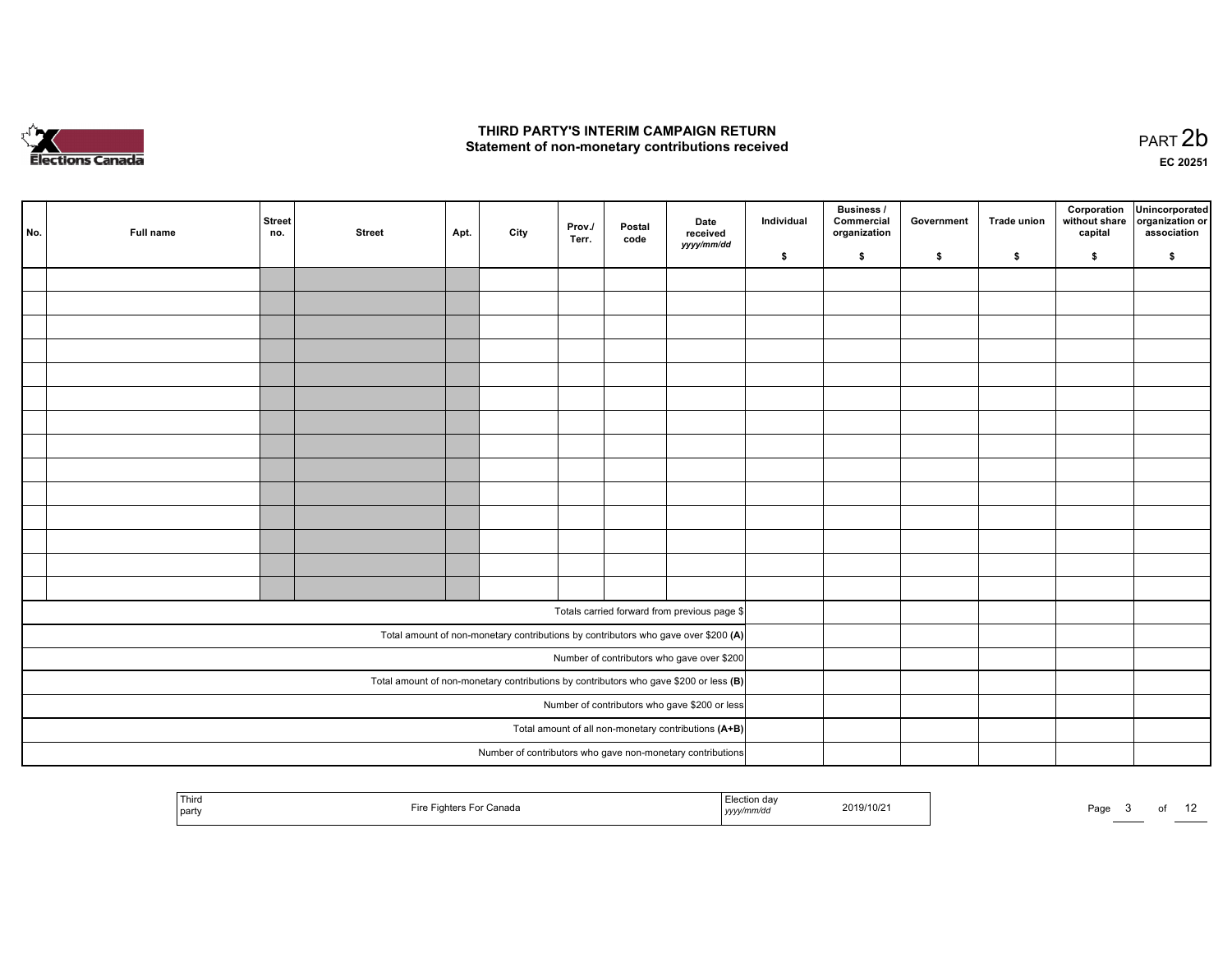# THIRD PARTY'S INTERIM CAMPAIGN RETURN
## Statement of non-monetary contributions received

PART 2b

EC 20251

| No. | Full name | Street no. | Street | Apt. | City | Prov./ Terr. | Postal code | Date received yyyy/mm/dd | Individual $ | Business / Commercial organization $ | Government $ | Trade union $ | Corporation without share capital $ | Unincorporated organization or association $ |
|---|---|---|---|---|---|---|---|---|---|---|---|---|---|---|
| | | | | | | | | | | | | | | |
| | | | | | | | | | | | | | | |
| | | | | | | | | | | | | | | |
| | | | | | | | | | | | | | | |
| | | | | | | | | | | | | | | |
| | | | | | | | | | | | | | | |
| | | | | | | | | | | | | | | |
| | | | | | | | | | | | | | | |
| | | | | | | | | | | | | | | |
| | | | | | | | | | | | | | | |
| | | | | | | | | | | | | | | |
| | | | | | | | | | | | | | | |
| | | | | | | | | | | | | | | |
| | | | | | | | | | | | | | | |
| Totals carried forward from previous page $ | | | | | | | | | | | | | | |
| Total amount of non-monetary contributions by contributors who gave over $200 **(A)** | | | | | | | | | | | | | | |
| Number of contributors who gave over $200 | | | | | | | | | | | | | | |
| Total amount of non-monetary contributions by contributors who gave $200 or less **(B)** | | | | | | | | | | | | | | |
| Number of contributors who gave $200 or less | | | | | | | | | | | | | | |
| Total amount of all non-monetary contributions **(A+B)** | | | | | | | | | | | | | | |
| Number of contributors who gave non-monetary contributions | | | | | | | | | | | | | | |

| Third party | Fire Fighters For Canada | Election day yyyy/mm/dd | 2019/10/21 |
|---|---|---|---|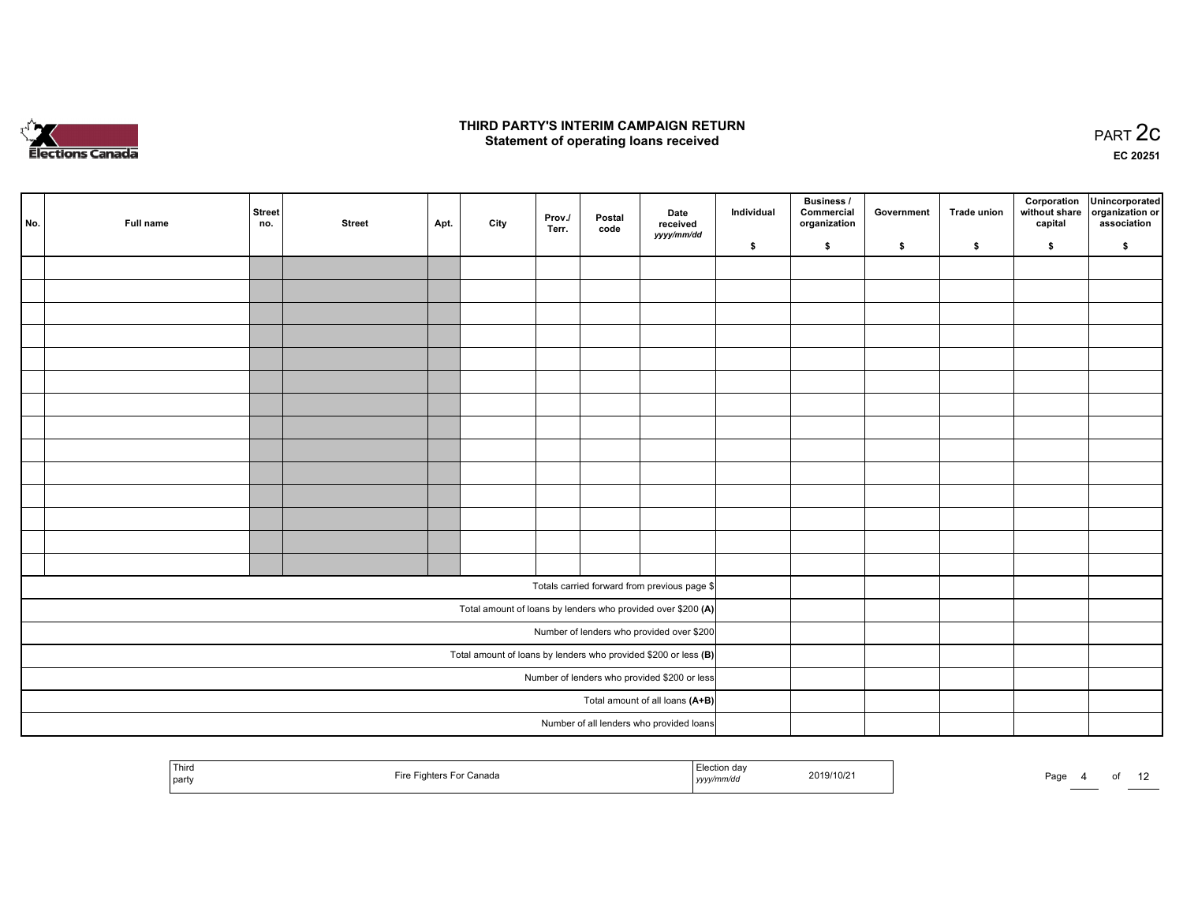# THIRD PARTY'S INTERIM CAMPAIGN RETURN
## Statement of operating loans received

PART 2c

EC 20251

| No. | Full name | Street no. | Street | Apt. | City | Prov./ Terr. | Postal code | Date received *yyyy/mm/dd* | Individual $ | Business / Commercial organization $ | Government $ | Trade union $ | Corporation without share capital $ | Unincorporated organization or association $ |
|---|---|---|---|---|---|---|---|---|---|---|---|---|---|---|
| | | | | | | | | | | | | | | |
| | | | | | | | | | | | | | | |
| | | | | | | | | | | | | | | |
| | | | | | | | | | | | | | | |
| | | | | | | | | | | | | | | |
| | | | | | | | | | | | | | | |
| | | | | | | | | | | | | | | |
| | | | | | | | | | | | | | | |
| | | | | | | | | | | | | | | |
| | | | | | | | | | | | | | | |
| | | | | | | | | | | | | | | |
| | | | | | | | | | | | | | | |
| | | | | | | | | | | | | | | |
| | | | | | | | | | | | | | | |
| Totals carried forward from previous page $ | | | | | | | | | | | | | | |
| Total amount of loans by lenders who provided over $200 **(A)** | | | | | | | | | | | | | | |
| Number of lenders who provided over $200 | | | | | | | | | | | | | | |
| Total amount of loans by lenders who provided $200 or less **(B)** | | | | | | | | | | | | | | |
| Number of lenders who provided $200 or less | | | | | | | | | | | | | | |
| Total amount of all loans **(A+B)** | | | | | | | | | | | | | | |
| Number of all lenders who provided loans | | | | | | | | | | | | | | |

| Third party | Fire Fighters For Canada | Election day *yyyy/mm/dd* | 2019/10/21 |
|---|---|---|---|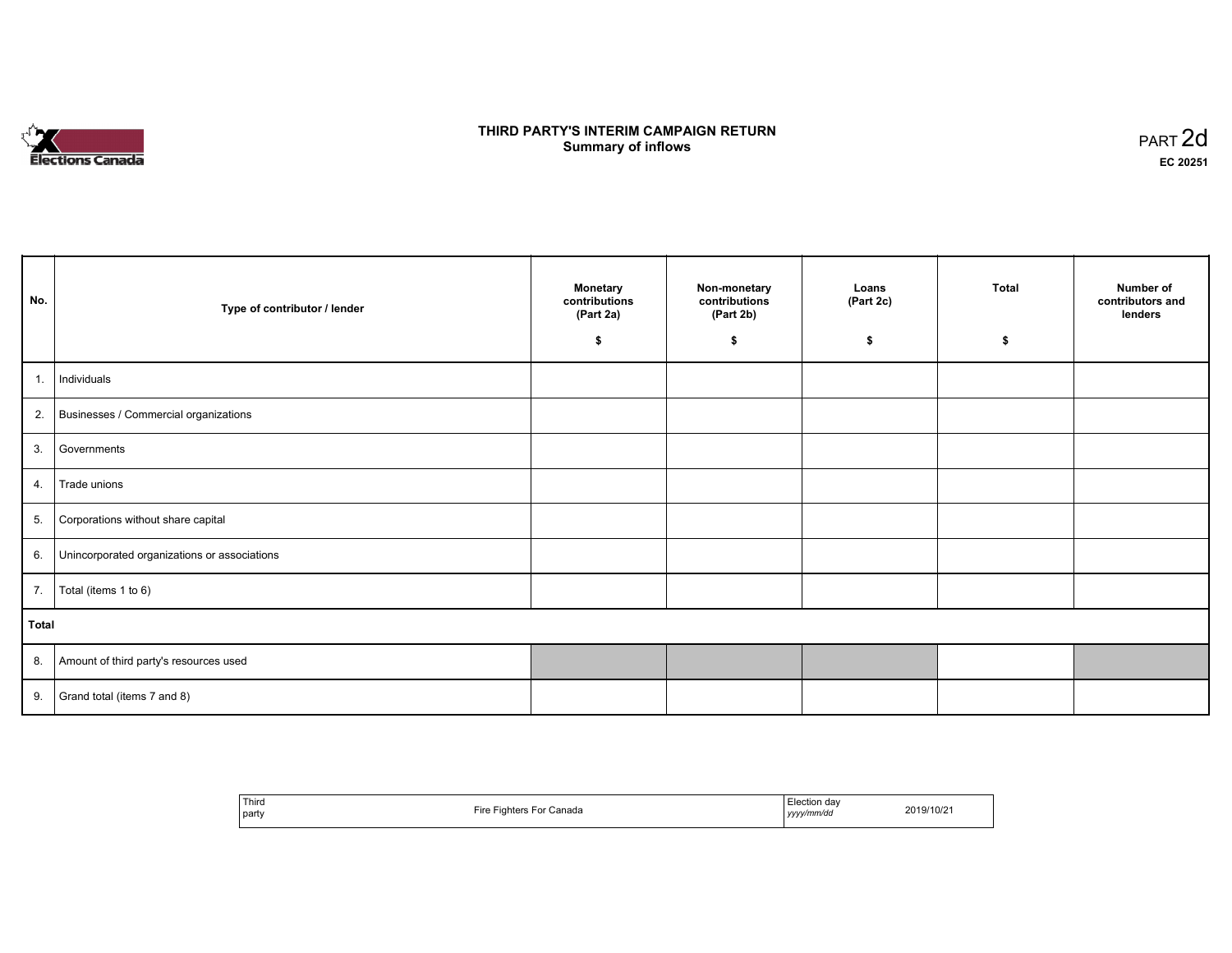# THIRD PARTY'S INTERIM CAMPAIGN RETURN
## Summary of inflows

PART 2d
**EC 20251**

| No. | Type of contributor / lender | Monetary contributions (Part 2a) $ | Non-monetary contributions (Part 2b) $ | Loans (Part 2c) $ | Total $ | Number of contributors and lenders |
|---|---|---|---|---|---|---|
| 1. | Individuals | | | | | |
| 2. | Businesses / Commercial organizations | | | | | |
| 3. | Governments | | | | | |
| 4. | Trade unions | | | | | |
| 5. | Corporations without share capital | | | | | |
| 6. | Unincorporated organizations or associations | | | | | |
| 7. | Total (items 1 to 6) | | | | | |
| **Total** | | | | | | |
| 8. | Amount of third party's resources used | | | | | |
| 9. | Grand total (items 7 and 8) | | | | | |

| Third party | Fire Fighters For Canada | Election day *yyyy/mm/dd* | 2019/10/21 |
|---|---|---|---|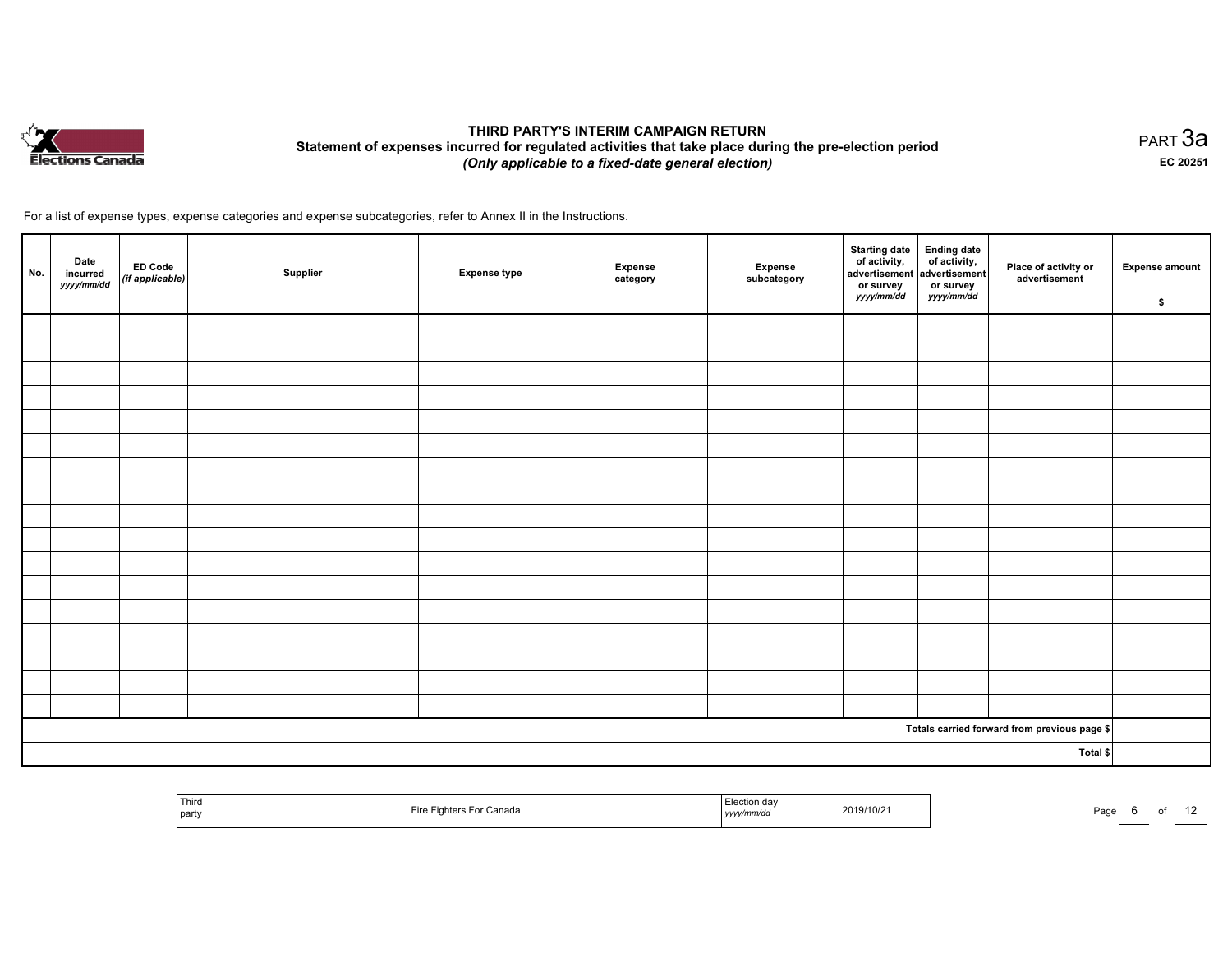# THIRD PARTY'S INTERIM CAMPAIGN RETURN

**Statement of expenses incurred for regulated activities that take place during the pre-election period**

***(Only applicable to a fixed-date general election)***

PART 3a

**EC 20251**

For a list of expense types, expense categories and expense subcategories, refer to Annex II in the Instructions.

| No. | Date incurred *yyyy/mm/dd* | ED Code *(if applicable)* | Supplier | Expense type | Expense category | Expense subcategory | Starting date of activity, advertisement or survey *yyyy/mm/dd* | Ending date of activity, advertisement or survey *yyyy/mm/dd* | Place of activity or advertisement | Expense amount $ |
|---|---|---|---|---|---|---|---|---|---|---|
| | | | | | | | | | | |
| | | | | | | | | | | |
| | | | | | | | | | | |
| | | | | | | | | | | |
| | | | | | | | | | | |
| | | | | | | | | | | |
| | | | | | | | | | | |
| | | | | | | | | | | |
| | | | | | | | | | | |
| | | | | | | | | | | |
| | | | | | | | | | | |
| | | | | | | | | | | |
| | | | | | | | | | | |
| | | | | | | | | | | |
| | | | | | | | | | | |
| | | | | | | | | | | |
| | | | | | | | | | | |
| Totals carried forward from previous page $ | | | | | | | | | | |
| Total $ | | | | | | | | | | |

| Third party | Fire Fighters For Canada | Election day *yyyy/mm/dd* | 2019/10/21 |
|---|---|---|---|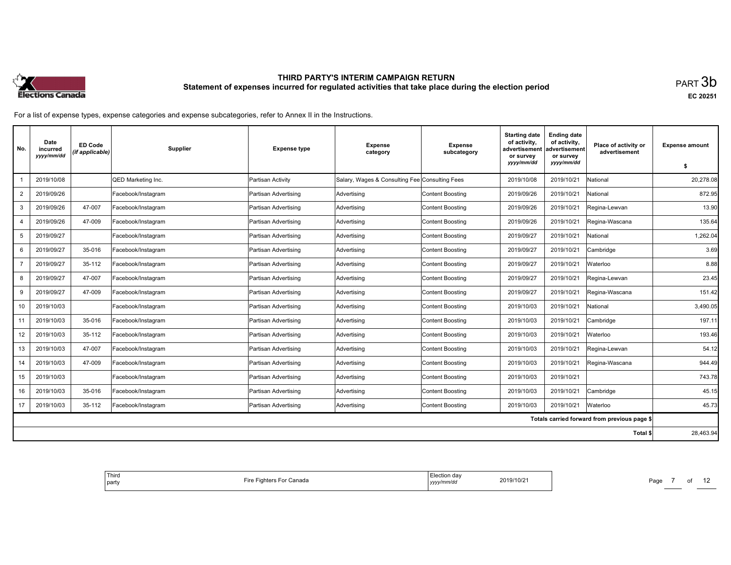# THIRD PARTY'S INTERIM CAMPAIGN RETURN

## Statement of expenses incurred for regulated activities that take place during the election period

PART 3b

EC 20251

For a list of expense types, expense categories and expense subcategories, refer to Annex II in the Instructions.

| No. | Date incurred *yyyy/mm/dd* | ED Code *(if applicable)* | Supplier | Expense type | Expense category | Expense subcategory | Starting date of activity, advertisement or survey *yyyy/mm/dd* | Ending date of activity, advertisement or survey *yyyy/mm/dd* | Place of activity or advertisement | Expense amount $ |
|---|---|---|---|---|---|---|---|---|---|---|
| 1 | 2019/10/08 | | QED Marketing Inc. | Partisan Activity | Salary, Wages & Consulting Fee | Consulting Fees | 2019/10/08 | 2019/10/21 | National | 20,278.08 |
| 2 | 2019/09/26 | | Facebook/Instagram | Partisan Advertising | Advertising | Content Boosting | 2019/09/26 | 2019/10/21 | National | 872.95 |
| 3 | 2019/09/26 | 47-007 | Facebook/Instagram | Partisan Advertising | Advertising | Content Boosting | 2019/09/26 | 2019/10/21 | Regina-Lewvan | 13.90 |
| 4 | 2019/09/26 | 47-009 | Facebook/Instagram | Partisan Advertising | Advertising | Content Boosting | 2019/09/26 | 2019/10/21 | Regina-Wascana | 135.64 |
| 5 | 2019/09/27 | | Facebook/Instagram | Partisan Advertising | Advertising | Content Boosting | 2019/09/27 | 2019/10/21 | National | 1,262.04 |
| 6 | 2019/09/27 | 35-016 | Facebook/Instagram | Partisan Advertising | Advertising | Content Boosting | 2019/09/27 | 2019/10/21 | Cambridge | 3.69 |
| 7 | 2019/09/27 | 35-112 | Facebook/Instagram | Partisan Advertising | Advertising | Content Boosting | 2019/09/27 | 2019/10/21 | Waterloo | 8.88 |
| 8 | 2019/09/27 | 47-007 | Facebook/Instagram | Partisan Advertising | Advertising | Content Boosting | 2019/09/27 | 2019/10/21 | Regina-Lewvan | 23.45 |
| 9 | 2019/09/27 | 47-009 | Facebook/Instagram | Partisan Advertising | Advertising | Content Boosting | 2019/09/27 | 2019/10/21 | Regina-Wascana | 151.42 |
| 10 | 2019/10/03 | | Facebook/Instagram | Partisan Advertising | Advertising | Content Boosting | 2019/10/03 | 2019/10/21 | National | 3,490.05 |
| 11 | 2019/10/03 | 35-016 | Facebook/Instagram | Partisan Advertising | Advertising | Content Boosting | 2019/10/03 | 2019/10/21 | Cambridge | 197.11 |
| 12 | 2019/10/03 | 35-112 | Facebook/Instagram | Partisan Advertising | Advertising | Content Boosting | 2019/10/03 | 2019/10/21 | Waterloo | 193.46 |
| 13 | 2019/10/03 | 47-007 | Facebook/Instagram | Partisan Advertising | Advertising | Content Boosting | 2019/10/03 | 2019/10/21 | Regina-Lewvan | 54.12 |
| 14 | 2019/10/03 | 47-009 | Facebook/Instagram | Partisan Advertising | Advertising | Content Boosting | 2019/10/03 | 2019/10/21 | Regina-Wascana | 944.49 |
| 15 | 2019/10/03 | | Facebook/Instagram | Partisan Advertising | Advertising | Content Boosting | 2019/10/03 | 2019/10/21 | | 743.78 |
| 16 | 2019/10/03 | 35-016 | Facebook/Instagram | Partisan Advertising | Advertising | Content Boosting | 2019/10/03 | 2019/10/21 | Cambridge | 45.15 |
| 17 | 2019/10/03 | 35-112 | Facebook/Instagram | Partisan Advertising | Advertising | Content Boosting | 2019/10/03 | 2019/10/21 | Waterloo | 45.73 |
| | | | | | | | | | Totals carried forward from previous page $ | |
| | | | | | | | | | Total $ | 28,463.94 |

| Third party | Fire Fighters For Canada | Election day *yyyy/mm/dd* | 2019/10/21 |
|---|---|---|---|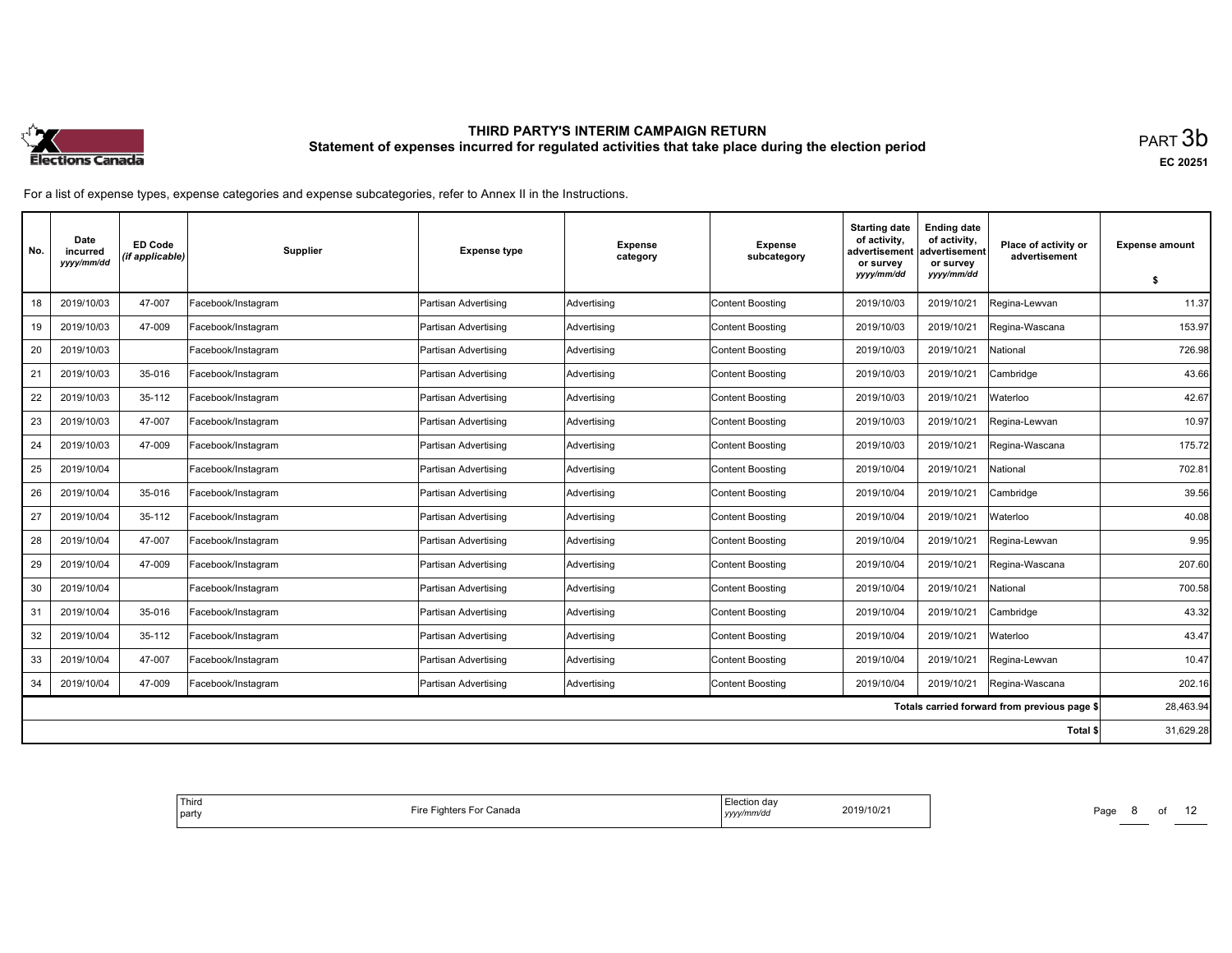# THIRD PARTY'S INTERIM CAMPAIGN RETURN

## Statement of expenses incurred for regulated activities that take place during the election period

PART 3b

EC 20251

For a list of expense types, expense categories and expense subcategories, refer to Annex II in the Instructions.

| No. | Date incurred *yyyy/mm/dd* | ED Code *(if applicable)* | Supplier | Expense type | Expense category | Expense subcategory | Starting date of activity, advertisement or survey *yyyy/mm/dd* | Ending date of activity, advertisement or survey *yyyy/mm/dd* | Place of activity or advertisement | Expense amount $ |
|---|---|---|---|---|---|---|---|---|---|---|
| 18 | 2019/10/03 | 47-007 | Facebook/Instagram | Partisan Advertising | Advertising | Content Boosting | 2019/10/03 | 2019/10/21 | Regina-Lewvan | 11.37 |
| 19 | 2019/10/03 | 47-009 | Facebook/Instagram | Partisan Advertising | Advertising | Content Boosting | 2019/10/03 | 2019/10/21 | Regina-Wascana | 153.97 |
| 20 | 2019/10/03 | | Facebook/Instagram | Partisan Advertising | Advertising | Content Boosting | 2019/10/03 | 2019/10/21 | National | 726.98 |
| 21 | 2019/10/03 | 35-016 | Facebook/Instagram | Partisan Advertising | Advertising | Content Boosting | 2019/10/03 | 2019/10/21 | Cambridge | 43.66 |
| 22 | 2019/10/03 | 35-112 | Facebook/Instagram | Partisan Advertising | Advertising | Content Boosting | 2019/10/03 | 2019/10/21 | Waterloo | 42.67 |
| 23 | 2019/10/03 | 47-007 | Facebook/Instagram | Partisan Advertising | Advertising | Content Boosting | 2019/10/03 | 2019/10/21 | Regina-Lewvan | 10.97 |
| 24 | 2019/10/03 | 47-009 | Facebook/Instagram | Partisan Advertising | Advertising | Content Boosting | 2019/10/03 | 2019/10/21 | Regina-Wascana | 175.72 |
| 25 | 2019/10/04 | | Facebook/Instagram | Partisan Advertising | Advertising | Content Boosting | 2019/10/04 | 2019/10/21 | National | 702.81 |
| 26 | 2019/10/04 | 35-016 | Facebook/Instagram | Partisan Advertising | Advertising | Content Boosting | 2019/10/04 | 2019/10/21 | Cambridge | 39.56 |
| 27 | 2019/10/04 | 35-112 | Facebook/Instagram | Partisan Advertising | Advertising | Content Boosting | 2019/10/04 | 2019/10/21 | Waterloo | 40.08 |
| 28 | 2019/10/04 | 47-007 | Facebook/Instagram | Partisan Advertising | Advertising | Content Boosting | 2019/10/04 | 2019/10/21 | Regina-Lewvan | 9.95 |
| 29 | 2019/10/04 | 47-009 | Facebook/Instagram | Partisan Advertising | Advertising | Content Boosting | 2019/10/04 | 2019/10/21 | Regina-Wascana | 207.60 |
| 30 | 2019/10/04 | | Facebook/Instagram | Partisan Advertising | Advertising | Content Boosting | 2019/10/04 | 2019/10/21 | National | 700.58 |
| 31 | 2019/10/04 | 35-016 | Facebook/Instagram | Partisan Advertising | Advertising | Content Boosting | 2019/10/04 | 2019/10/21 | Cambridge | 43.32 |
| 32 | 2019/10/04 | 35-112 | Facebook/Instagram | Partisan Advertising | Advertising | Content Boosting | 2019/10/04 | 2019/10/21 | Waterloo | 43.47 |
| 33 | 2019/10/04 | 47-007 | Facebook/Instagram | Partisan Advertising | Advertising | Content Boosting | 2019/10/04 | 2019/10/21 | Regina-Lewvan | 10.47 |
| 34 | 2019/10/04 | 47-009 | Facebook/Instagram | Partisan Advertising | Advertising | Content Boosting | 2019/10/04 | 2019/10/21 | Regina-Wascana | 202.16 |
| | | | | | | | | | Totals carried forward from previous page $ | 28,463.94 |
| | | | | | | | | | Total $ | 31,629.28 |

| Third party | Fire Fighters For Canada | Election day *yyyy/mm/dd* | 2019/10/21 |
|---|---|---|---|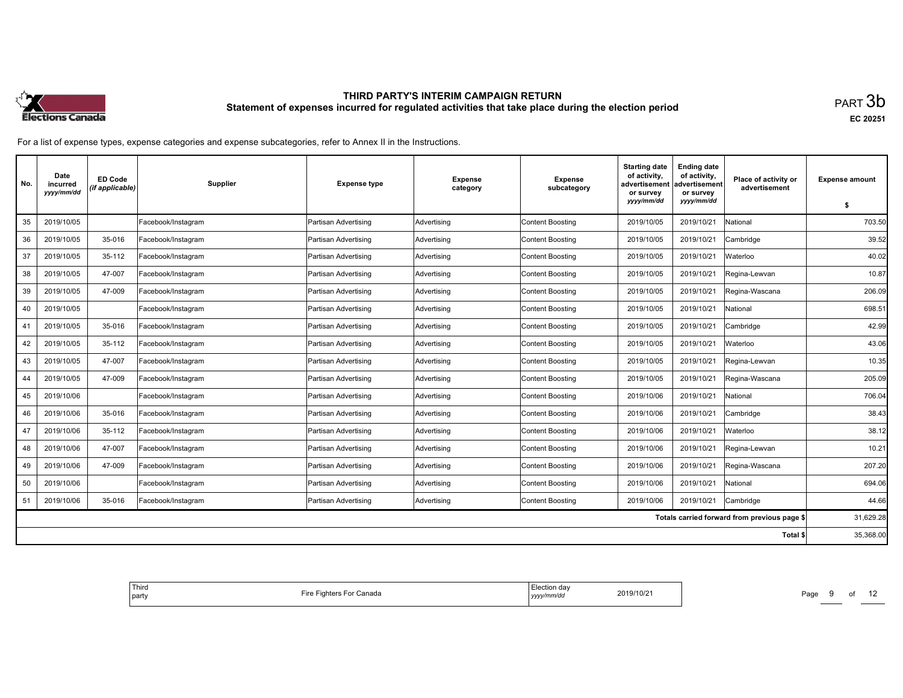# THIRD PARTY'S INTERIM CAMPAIGN RETURN
## Statement of expenses incurred for regulated activities that take place during the election period

PART 3b

EC 20251

For a list of expense types, expense categories and expense subcategories, refer to Annex II in the Instructions.

| No. | Date incurred *yyyy/mm/dd* | ED Code *(if applicable)* | Supplier | Expense type | Expense category | Expense subcategory | Starting date of activity, advertisement or survey *yyyy/mm/dd* | Ending date of activity, advertisement or survey *yyyy/mm/dd* | Place of activity or advertisement | Expense amount $ |
|---|---|---|---|---|---|---|---|---|---|---|
| 35 | 2019/10/05 | | Facebook/Instagram | Partisan Advertising | Advertising | Content Boosting | 2019/10/05 | 2019/10/21 | National | 703.50 |
| 36 | 2019/10/05 | 35-016 | Facebook/Instagram | Partisan Advertising | Advertising | Content Boosting | 2019/10/05 | 2019/10/21 | Cambridge | 39.52 |
| 37 | 2019/10/05 | 35-112 | Facebook/Instagram | Partisan Advertising | Advertising | Content Boosting | 2019/10/05 | 2019/10/21 | Waterloo | 40.02 |
| 38 | 2019/10/05 | 47-007 | Facebook/Instagram | Partisan Advertising | Advertising | Content Boosting | 2019/10/05 | 2019/10/21 | Regina-Lewvan | 10.87 |
| 39 | 2019/10/05 | 47-009 | Facebook/Instagram | Partisan Advertising | Advertising | Content Boosting | 2019/10/05 | 2019/10/21 | Regina-Wascana | 206.09 |
| 40 | 2019/10/05 | | Facebook/Instagram | Partisan Advertising | Advertising | Content Boosting | 2019/10/05 | 2019/10/21 | National | 698.51 |
| 41 | 2019/10/05 | 35-016 | Facebook/Instagram | Partisan Advertising | Advertising | Content Boosting | 2019/10/05 | 2019/10/21 | Cambridge | 42.99 |
| 42 | 2019/10/05 | 35-112 | Facebook/Instagram | Partisan Advertising | Advertising | Content Boosting | 2019/10/05 | 2019/10/21 | Waterloo | 43.06 |
| 43 | 2019/10/05 | 47-007 | Facebook/Instagram | Partisan Advertising | Advertising | Content Boosting | 2019/10/05 | 2019/10/21 | Regina-Lewvan | 10.35 |
| 44 | 2019/10/05 | 47-009 | Facebook/Instagram | Partisan Advertising | Advertising | Content Boosting | 2019/10/05 | 2019/10/21 | Regina-Wascana | 205.09 |
| 45 | 2019/10/06 | | Facebook/Instagram | Partisan Advertising | Advertising | Content Boosting | 2019/10/06 | 2019/10/21 | National | 706.04 |
| 46 | 2019/10/06 | 35-016 | Facebook/Instagram | Partisan Advertising | Advertising | Content Boosting | 2019/10/06 | 2019/10/21 | Cambridge | 38.43 |
| 47 | 2019/10/06 | 35-112 | Facebook/Instagram | Partisan Advertising | Advertising | Content Boosting | 2019/10/06 | 2019/10/21 | Waterloo | 38.12 |
| 48 | 2019/10/06 | 47-007 | Facebook/Instagram | Partisan Advertising | Advertising | Content Boosting | 2019/10/06 | 2019/10/21 | Regina-Lewvan | 10.21 |
| 49 | 2019/10/06 | 47-009 | Facebook/Instagram | Partisan Advertising | Advertising | Content Boosting | 2019/10/06 | 2019/10/21 | Regina-Wascana | 207.20 |
| 50 | 2019/10/06 | | Facebook/Instagram | Partisan Advertising | Advertising | Content Boosting | 2019/10/06 | 2019/10/21 | National | 694.06 |
| 51 | 2019/10/06 | 35-016 | Facebook/Instagram | Partisan Advertising | Advertising | Content Boosting | 2019/10/06 | 2019/10/21 | Cambridge | 44.66 |
| | | | | | | | | | Totals carried forward from previous page $ | 31,629.28 |
| | | | | | | | | | Total $ | 35,368.00 |

| Third party | Fire Fighters For Canada | Election day *yyyy/mm/dd* | 2019/10/21 |
|---|---|---|---|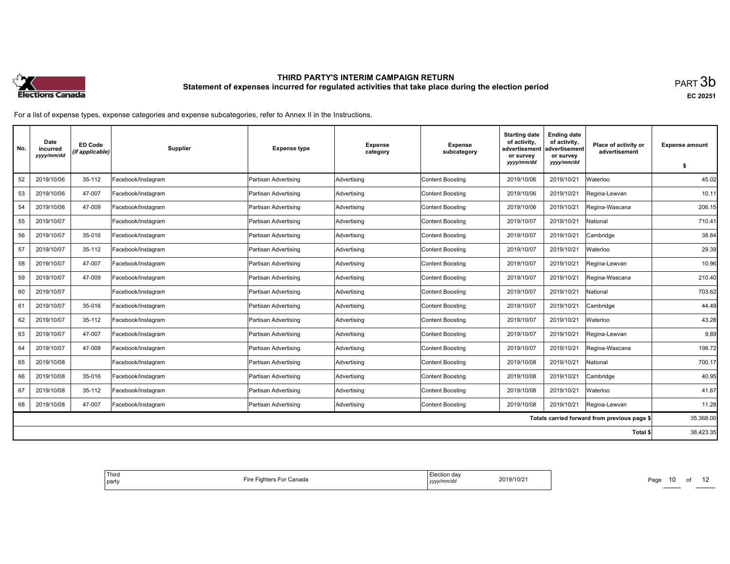# THIRD PARTY'S INTERIM CAMPAIGN RETURN
## Statement of expenses incurred for regulated activities that take place during the election period

PART 3b

EC 20251

For a list of expense types, expense categories and expense subcategories, refer to Annex II in the Instructions.

| No. | Date incurred *yyyy/mm/dd* | ED Code *(if applicable)* | Supplier | Expense type | Expense category | Expense subcategory | Starting date of activity, advertisement or survey *yyyy/mm/dd* | Ending date of activity, advertisement or survey *yyyy/mm/dd* | Place of activity or advertisement | Expense amount $ |
|---|---|---|---|---|---|---|---|---|---|---|
| 52 | 2019/10/06 | 35-112 | Facebook/Instagram | Partisan Advertising | Advertising | Content Boosting | 2019/10/06 | 2019/10/21 | Waterloo | 45.02 |
| 53 | 2019/10/06 | 47-007 | Facebook/Instagram | Partisan Advertising | Advertising | Content Boosting | 2019/10/06 | 2019/10/21 | Regina-Lewvan | 10.11 |
| 54 | 2019/10/06 | 47-009 | Facebook/Instagram | Partisan Advertising | Advertising | Content Boosting | 2019/10/06 | 2019/10/21 | Regina-Wascana | 206.15 |
| 55 | 2019/10/07 | | Facebook/Instagram | Partisan Advertising | Advertising | Content Boosting | 2019/10/07 | 2019/10/21 | National | 710.41 |
| 56 | 2019/10/07 | 35-016 | Facebook/Instagram | Partisan Advertising | Advertising | Content Boosting | 2019/10/07 | 2019/10/21 | Cambridge | 38.84 |
| 57 | 2019/10/07 | 35-112 | Facebook/Instagram | Partisan Advertising | Advertising | Content Boosting | 2019/10/07 | 2019/10/21 | Waterloo | 29.39 |
| 58 | 2019/10/07 | 47-007 | Facebook/Instagram | Partisan Advertising | Advertising | Content Boosting | 2019/10/07 | 2019/10/21 | Regina-Lewvan | 10.96 |
| 59 | 2019/10/07 | 47-009 | Facebook/Instagram | Partisan Advertising | Advertising | Content Boosting | 2019/10/07 | 2019/10/21 | Regina-Wascana | 210.40 |
| 60 | 2019/10/07 | | Facebook/Instagram | Partisan Advertising | Advertising | Content Boosting | 2019/10/07 | 2019/10/21 | National | 703.62 |
| 61 | 2019/10/07 | 35-016 | Facebook/Instagram | Partisan Advertising | Advertising | Content Boosting | 2019/10/07 | 2019/10/21 | Cambridge | 44.49 |
| 62 | 2019/10/07 | 35-112 | Facebook/Instagram | Partisan Advertising | Advertising | Content Boosting | 2019/10/07 | 2019/10/21 | Waterloo | 43.28 |
| 63 | 2019/10/07 | 47-007 | Facebook/Instagram | Partisan Advertising | Advertising | Content Boosting | 2019/10/07 | 2019/10/21 | Regina-Lewvan | 9.89 |
| 64 | 2019/10/07 | 47-009 | Facebook/Instagram | Partisan Advertising | Advertising | Content Boosting | 2019/10/07 | 2019/10/21 | Regina-Wascana | 198.72 |
| 65 | 2019/10/08 | | Facebook/Instagram | Partisan Advertising | Advertising | Content Boosting | 2019/10/08 | 2019/10/21 | National | 700.17 |
| 66 | 2019/10/08 | 35-016 | Facebook/Instagram | Partisan Advertising | Advertising | Content Boosting | 2019/10/08 | 2019/10/21 | Cambridge | 40.95 |
| 67 | 2019/10/08 | 35-112 | Facebook/Instagram | Partisan Advertising | Advertising | Content Boosting | 2019/10/08 | 2019/10/21 | Waterloo | 41.67 |
| 68 | 2019/10/08 | 47-007 | Facebook/Instagram | Partisan Advertising | Advertising | Content Boosting | 2019/10/08 | 2019/10/21 | Regina-Lewvan | 11.28 |
| | | | | | | | | | Totals carried forward from previous page $ | 35,368.00 |
| | | | | | | | | | Total $ | 38,423.35 |

| Third party | Fire Fighters For Canada | Election day *yyyy/mm/dd* | 2019/10/21 |
|---|---|---|---|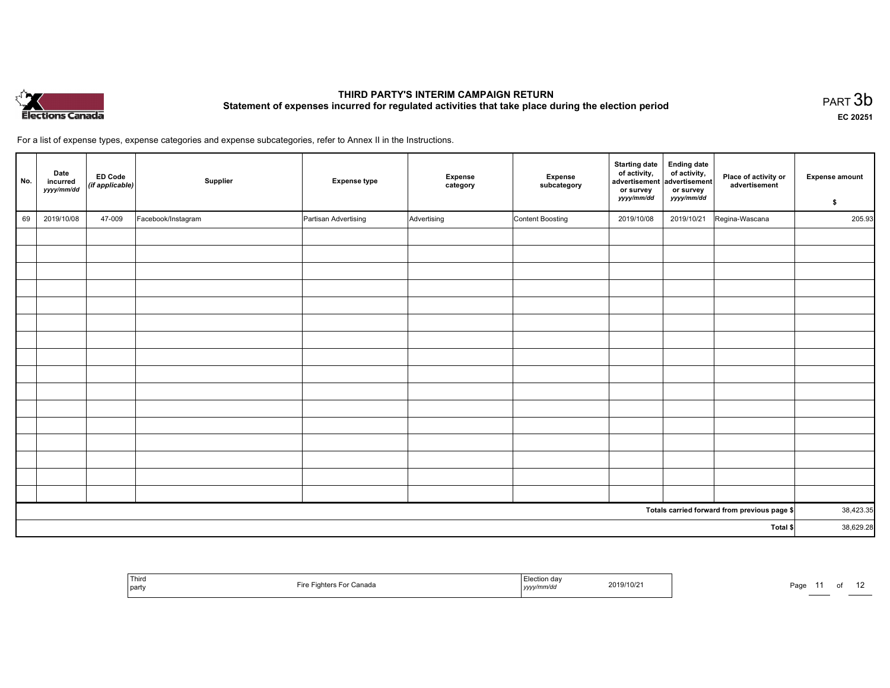# THIRD PARTY'S INTERIM CAMPAIGN RETURN

## Statement of expenses incurred for regulated activities that take place during the election period

PART 3b

EC 20251

For a list of expense types, expense categories and expense subcategories, refer to Annex II in the Instructions.

| No. | Date incurred *yyyy/mm/dd* | ED Code *(if applicable)* | Supplier | Expense type | Expense category | Expense subcategory | Starting date of activity, advertisement or survey *yyyy/mm/dd* | Ending date of activity, advertisement or survey *yyyy/mm/dd* | Place of activity or advertisement | Expense amount $ |
|---|---|---|---|---|---|---|---|---|---|---|
| 69 | 2019/10/08 | 47-009 | Facebook/Instagram | Partisan Advertising | Advertising | Content Boosting | 2019/10/08 | 2019/10/21 | Regina-Wascana | 205.93 |
| | | | | | | | | | | |
| | | | | | | | | | | |
| | | | | | | | | | | |
| | | | | | | | | | | |
| | | | | | | | | | | |
| | | | | | | | | | | |
| | | | | | | | | | | |
| | | | | | | | | | | |
| | | | | | | | | | | |
| | | | | | | | | | | |
| | | | | | | | | | | |
| | | | | | | | | | | |
| | | | | | | | | | | |
| | | | | | | | | | | |
| | | | | | | | | | | |
| | | | | | | | | | | |
| | | | | | | | | | Totals carried forward from previous page $ | 38,423.35 |
| | | | | | | | | | Total $ | 38,629.28 |

| Third party | Fire Fighters For Canada | Election day *yyyy/mm/dd* | 2019/10/21 |
|---|---|---|---|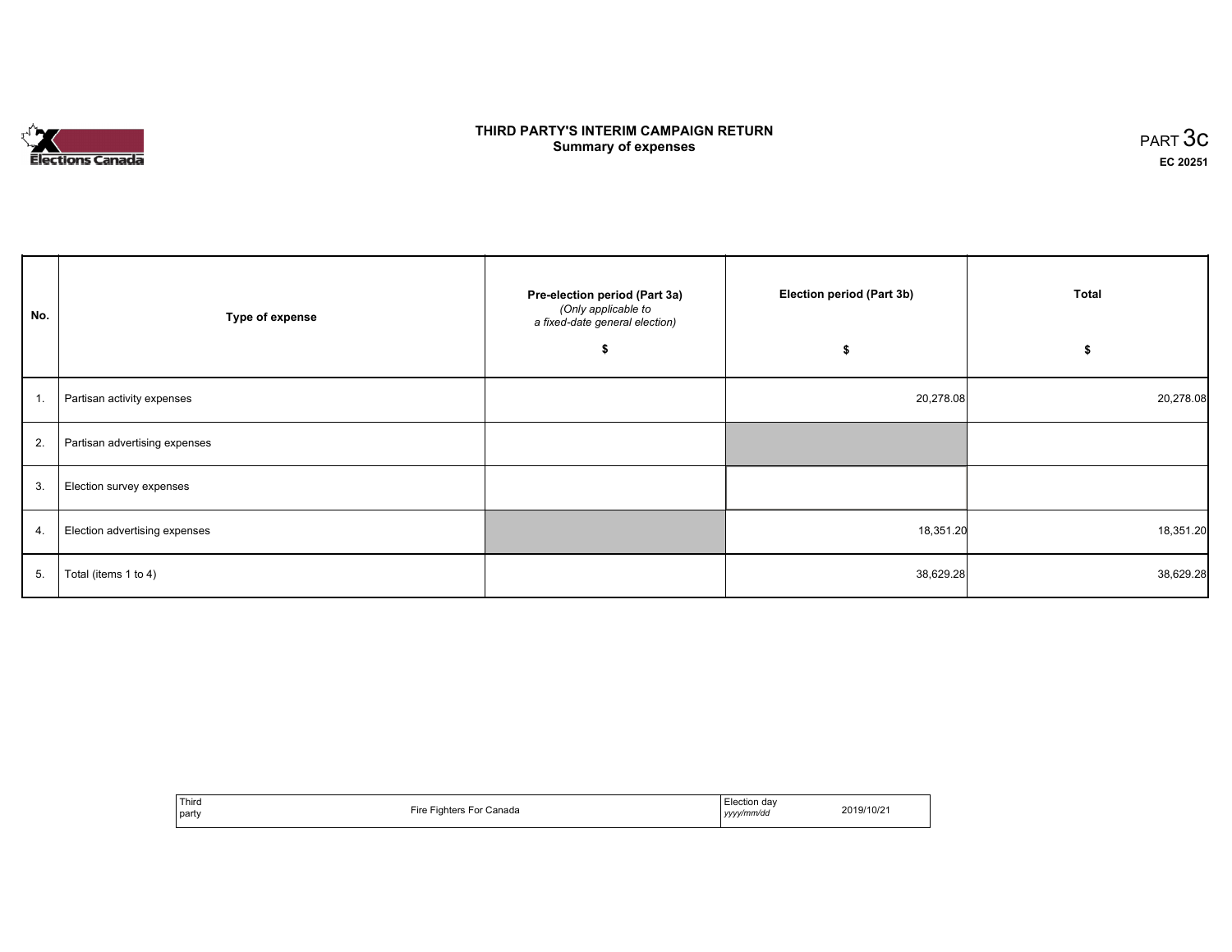# THIRD PARTY'S INTERIM CAMPAIGN RETURN
## Summary of expenses

PART 3c

**EC 20251**

| No. | Type of expense | Pre-election period (Part 3a) *(Only applicable to a fixed-date general election)* $ | Election period (Part 3b) $ | Total $ |
|---|---|---|---|---|
| 1. | Partisan activity expenses | | 20,278.08 | 20,278.08 |
| 2. | Partisan advertising expenses | | | |
| 3. | Election survey expenses | | | |
| 4. | Election advertising expenses | | 18,351.20 | 18,351.20 |
| 5. | Total (items 1 to 4) | | 38,629.28 | 38,629.28 |

| | | | |
|---|---|---|---|
| Third party | Fire Fighters For Canada | Election day *yyyy/mm/dd* | 2019/10/21 |